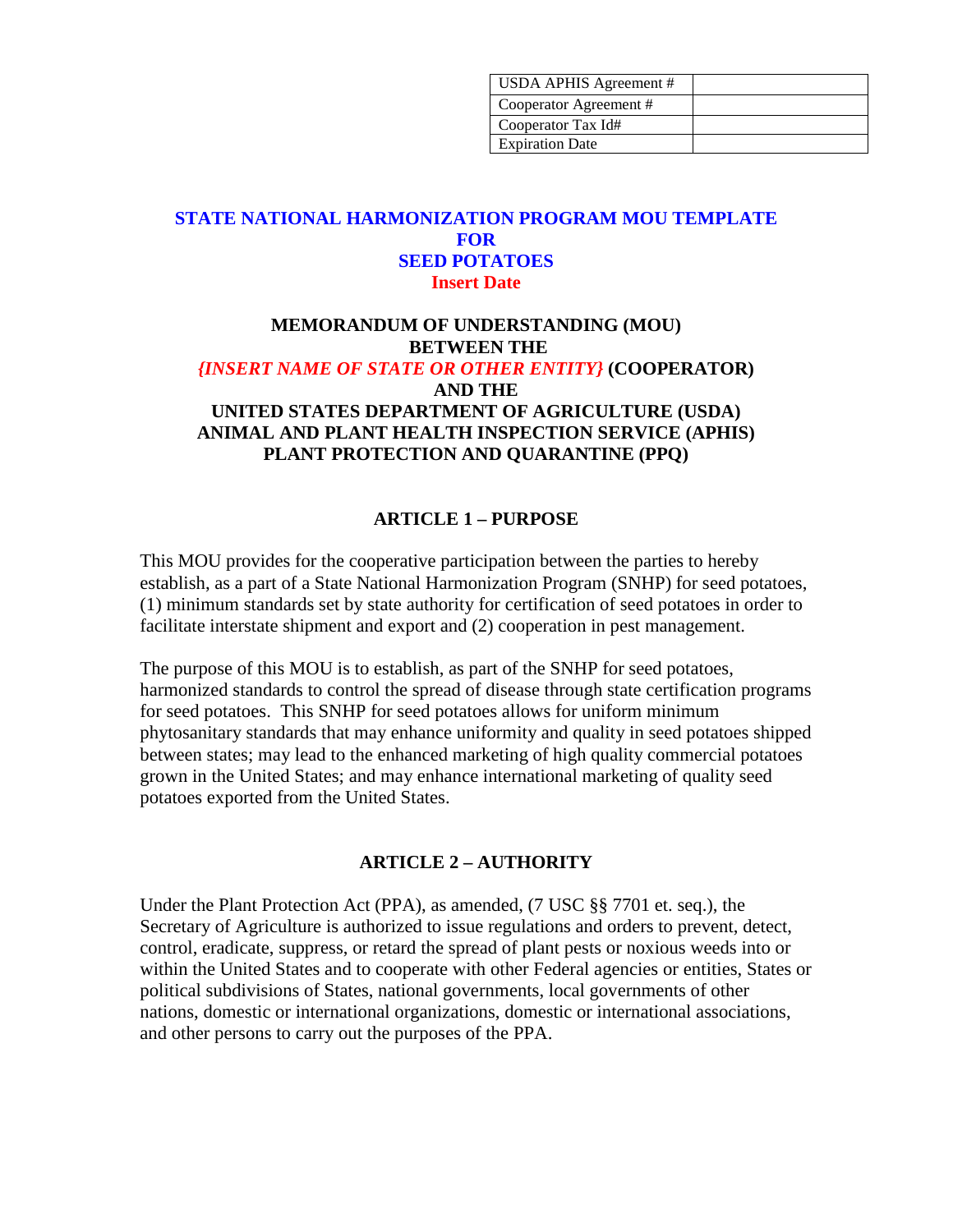| USDA APHIS Agreement # | |
|---|---|
| Cooperator Agreement # | |
| Cooperator Tax Id# | |
| Expiration Date | |

# STATE NATIONAL HARMONIZATION PROGRAM MOU TEMPLATE FOR SEED POTATOES

**Insert Date**

## MEMORANDUM OF UNDERSTANDING (MOU) BETWEEN THE *{INSERT NAME OF STATE OR OTHER ENTITY}* (COOPERATOR) AND THE UNITED STATES DEPARTMENT OF AGRICULTURE (USDA) ANIMAL AND PLANT HEALTH INSPECTION SERVICE (APHIS) PLANT PROTECTION AND QUARANTINE (PPQ)

### ARTICLE 1 – PURPOSE

This MOU provides for the cooperative participation between the parties to hereby establish, as a part of a State National Harmonization Program (SNHP) for seed potatoes, (1) minimum standards set by state authority for certification of seed potatoes in order to facilitate interstate shipment and export and (2) cooperation in pest management.

The purpose of this MOU is to establish, as part of the SNHP for seed potatoes, harmonized standards to control the spread of disease through state certification programs for seed potatoes. This SNHP for seed potatoes allows for uniform minimum phytosanitary standards that may enhance uniformity and quality in seed potatoes shipped between states; may lead to the enhanced marketing of high quality commercial potatoes grown in the United States; and may enhance international marketing of quality seed potatoes exported from the United States.

### ARTICLE 2 – AUTHORITY

Under the Plant Protection Act (PPA), as amended, (7 USC §§ 7701 et. seq.), the Secretary of Agriculture is authorized to issue regulations and orders to prevent, detect, control, eradicate, suppress, or retard the spread of plant pests or noxious weeds into or within the United States and to cooperate with other Federal agencies or entities, States or political subdivisions of States, national governments, local governments of other nations, domestic or international organizations, domestic or international associations, and other persons to carry out the purposes of the PPA.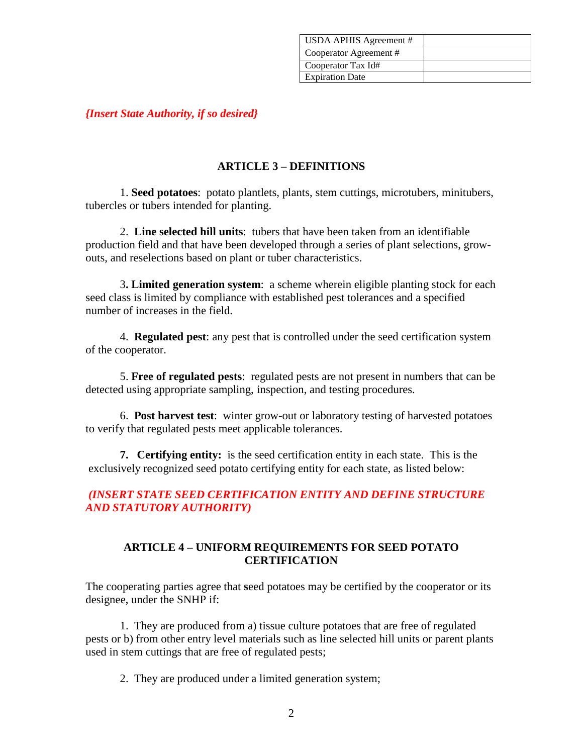| USDA APHIS Agreement # | |
| --- | --- |
| Cooperator Agreement # | |
| Cooperator Tax Id# | |
| Expiration Date | |

***{Insert State Authority, if so desired}***

## ARTICLE 3 – DEFINITIONS

1. **Seed potatoes**: potato plantlets, plants, stem cuttings, microtubers, minitubers, tubercles or tubers intended for planting.

2. **Line selected hill units**: tubers that have been taken from an identifiable production field and that have been developed through a series of plant selections, grow-outs, and reselections based on plant or tuber characteristics.

3**. Limited generation system**: a scheme wherein eligible planting stock for each seed class is limited by compliance with established pest tolerances and a specified number of increases in the field.

4. **Regulated pest**: any pest that is controlled under the seed certification system of the cooperator.

5. **Free of regulated pests**: regulated pests are not present in numbers that can be detected using appropriate sampling, inspection, and testing procedures.

6. **Post harvest test**: winter grow-out or laboratory testing of harvested potatoes to verify that regulated pests meet applicable tolerances.

**7. Certifying entity:** is the seed certification entity in each state. This is the exclusively recognized seed potato certifying entity for each state, as listed below:

***(INSERT STATE SEED CERTIFICATION ENTITY AND DEFINE STRUCTURE AND STATUTORY AUTHORITY)***

## ARTICLE 4 – UNIFORM REQUIREMENTS FOR SEED POTATO CERTIFICATION

The cooperating parties agree that **s**eed potatoes may be certified by the cooperator or its designee, under the SNHP if:

1. They are produced from a) tissue culture potatoes that are free of regulated pests or b) from other entry level materials such as line selected hill units or parent plants used in stem cuttings that are free of regulated pests;

2. They are produced under a limited generation system;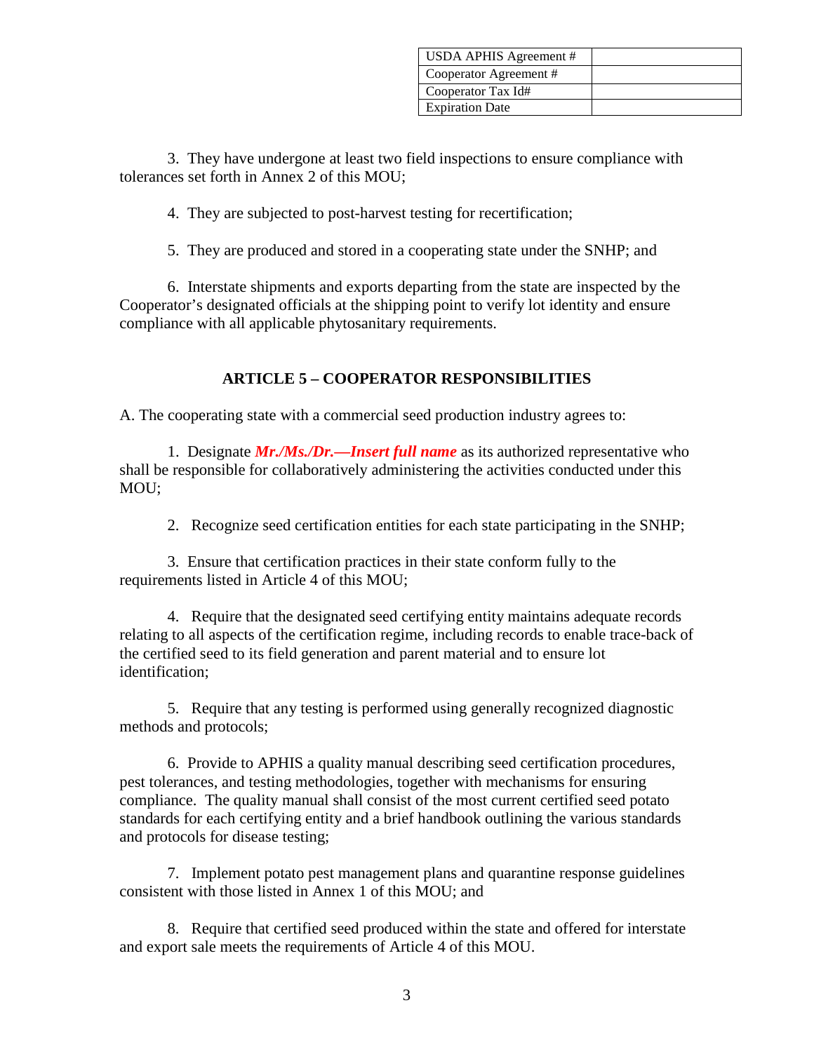| USDA APHIS Agreement # | |
|---|---|
| Cooperator Agreement # | |
| Cooperator Tax Id# | |
| Expiration Date | |

3. They have undergone at least two field inspections to ensure compliance with tolerances set forth in Annex 2 of this MOU;

4. They are subjected to post-harvest testing for recertification;

5. They are produced and stored in a cooperating state under the SNHP; and

6. Interstate shipments and exports departing from the state are inspected by the Cooperator's designated officials at the shipping point to verify lot identity and ensure compliance with all applicable phytosanitary requirements.

## ARTICLE 5 – COOPERATOR RESPONSIBILITIES

A. The cooperating state with a commercial seed production industry agrees to:

1. Designate ***Mr./Ms./Dr.—Insert full name*** as its authorized representative who shall be responsible for collaboratively administering the activities conducted under this MOU;

2. Recognize seed certification entities for each state participating in the SNHP;

3. Ensure that certification practices in their state conform fully to the requirements listed in Article 4 of this MOU;

4. Require that the designated seed certifying entity maintains adequate records relating to all aspects of the certification regime, including records to enable trace-back of the certified seed to its field generation and parent material and to ensure lot identification;

5. Require that any testing is performed using generally recognized diagnostic methods and protocols;

6. Provide to APHIS a quality manual describing seed certification procedures, pest tolerances, and testing methodologies, together with mechanisms for ensuring compliance. The quality manual shall consist of the most current certified seed potato standards for each certifying entity and a brief handbook outlining the various standards and protocols for disease testing;

7. Implement potato pest management plans and quarantine response guidelines consistent with those listed in Annex 1 of this MOU; and

8. Require that certified seed produced within the state and offered for interstate and export sale meets the requirements of Article 4 of this MOU.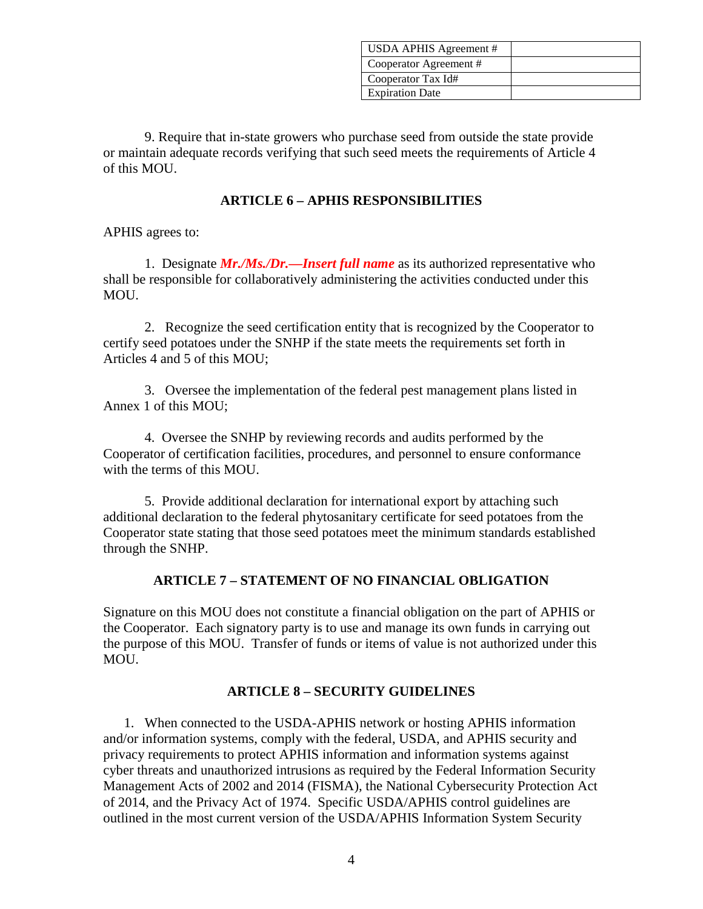| USDA APHIS Agreement # | |
| --- | --- |
| Cooperator Agreement # | |
| Cooperator Tax Id# | |
| Expiration Date | |

9. Require that in-state growers who purchase seed from outside the state provide or maintain adequate records verifying that such seed meets the requirements of Article 4 of this MOU.

## ARTICLE 6 – APHIS RESPONSIBILITIES

APHIS agrees to:

1. Designate ***Mr./Ms./Dr.—Insert full name*** as its authorized representative who shall be responsible for collaboratively administering the activities conducted under this MOU.

2. Recognize the seed certification entity that is recognized by the Cooperator to certify seed potatoes under the SNHP if the state meets the requirements set forth in Articles 4 and 5 of this MOU;

3. Oversee the implementation of the federal pest management plans listed in Annex 1 of this MOU;

4. Oversee the SNHP by reviewing records and audits performed by the Cooperator of certification facilities, procedures, and personnel to ensure conformance with the terms of this MOU.

5. Provide additional declaration for international export by attaching such additional declaration to the federal phytosanitary certificate for seed potatoes from the Cooperator state stating that those seed potatoes meet the minimum standards established through the SNHP.

## ARTICLE 7 – STATEMENT OF NO FINANCIAL OBLIGATION

Signature on this MOU does not constitute a financial obligation on the part of APHIS or the Cooperator. Each signatory party is to use and manage its own funds in carrying out the purpose of this MOU. Transfer of funds or items of value is not authorized under this MOU.

## ARTICLE 8 – SECURITY GUIDELINES

1. When connected to the USDA-APHIS network or hosting APHIS information and/or information systems, comply with the federal, USDA, and APHIS security and privacy requirements to protect APHIS information and information systems against cyber threats and unauthorized intrusions as required by the Federal Information Security Management Acts of 2002 and 2014 (FISMA), the National Cybersecurity Protection Act of 2014, and the Privacy Act of 1974. Specific USDA/APHIS control guidelines are outlined in the most current version of the USDA/APHIS Information System Security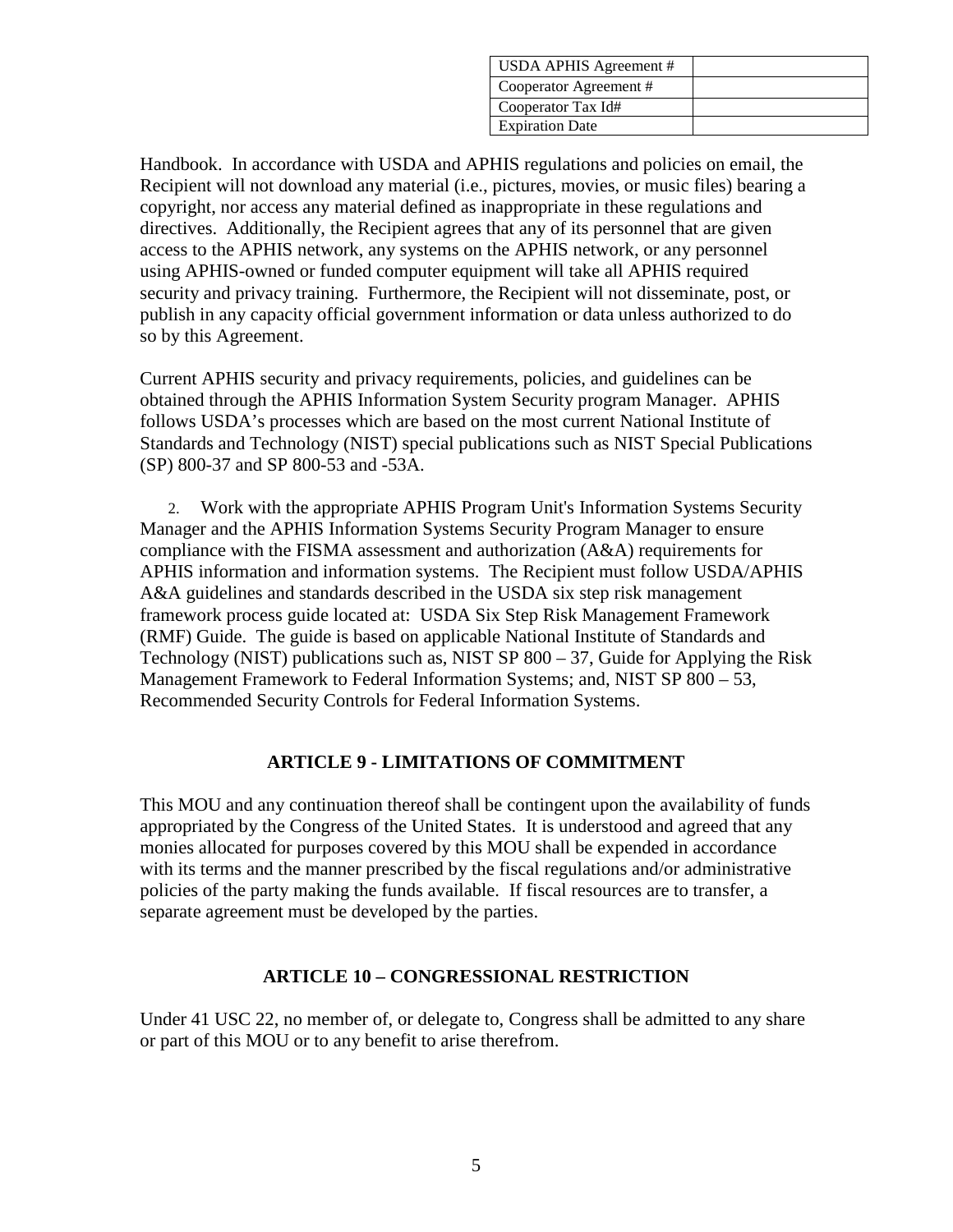| USDA APHIS Agreement # | |
| --- | --- |
| Cooperator Agreement # | |
| Cooperator Tax Id# | |
| Expiration Date | |

Handbook. In accordance with USDA and APHIS regulations and policies on email, the Recipient will not download any material (i.e., pictures, movies, or music files) bearing a copyright, nor access any material defined as inappropriate in these regulations and directives. Additionally, the Recipient agrees that any of its personnel that are given access to the APHIS network, any systems on the APHIS network, or any personnel using APHIS-owned or funded computer equipment will take all APHIS required security and privacy training. Furthermore, the Recipient will not disseminate, post, or publish in any capacity official government information or data unless authorized to do so by this Agreement.

Current APHIS security and privacy requirements, policies, and guidelines can be obtained through the APHIS Information System Security program Manager. APHIS follows USDA's processes which are based on the most current National Institute of Standards and Technology (NIST) special publications such as NIST Special Publications (SP) 800-37 and SP 800-53 and -53A.

2. Work with the appropriate APHIS Program Unit's Information Systems Security Manager and the APHIS Information Systems Security Program Manager to ensure compliance with the FISMA assessment and authorization (A&A) requirements for APHIS information and information systems. The Recipient must follow USDA/APHIS A&A guidelines and standards described in the USDA six step risk management framework process guide located at: USDA Six Step Risk Management Framework (RMF) Guide. The guide is based on applicable National Institute of Standards and Technology (NIST) publications such as, NIST SP 800 – 37, Guide for Applying the Risk Management Framework to Federal Information Systems; and, NIST SP 800 – 53, Recommended Security Controls for Federal Information Systems.

## ARTICLE 9 - LIMITATIONS OF COMMITMENT

This MOU and any continuation thereof shall be contingent upon the availability of funds appropriated by the Congress of the United States. It is understood and agreed that any monies allocated for purposes covered by this MOU shall be expended in accordance with its terms and the manner prescribed by the fiscal regulations and/or administrative policies of the party making the funds available. If fiscal resources are to transfer, a separate agreement must be developed by the parties.

## ARTICLE 10 – CONGRESSIONAL RESTRICTION

Under 41 USC 22, no member of, or delegate to, Congress shall be admitted to any share or part of this MOU or to any benefit to arise therefrom.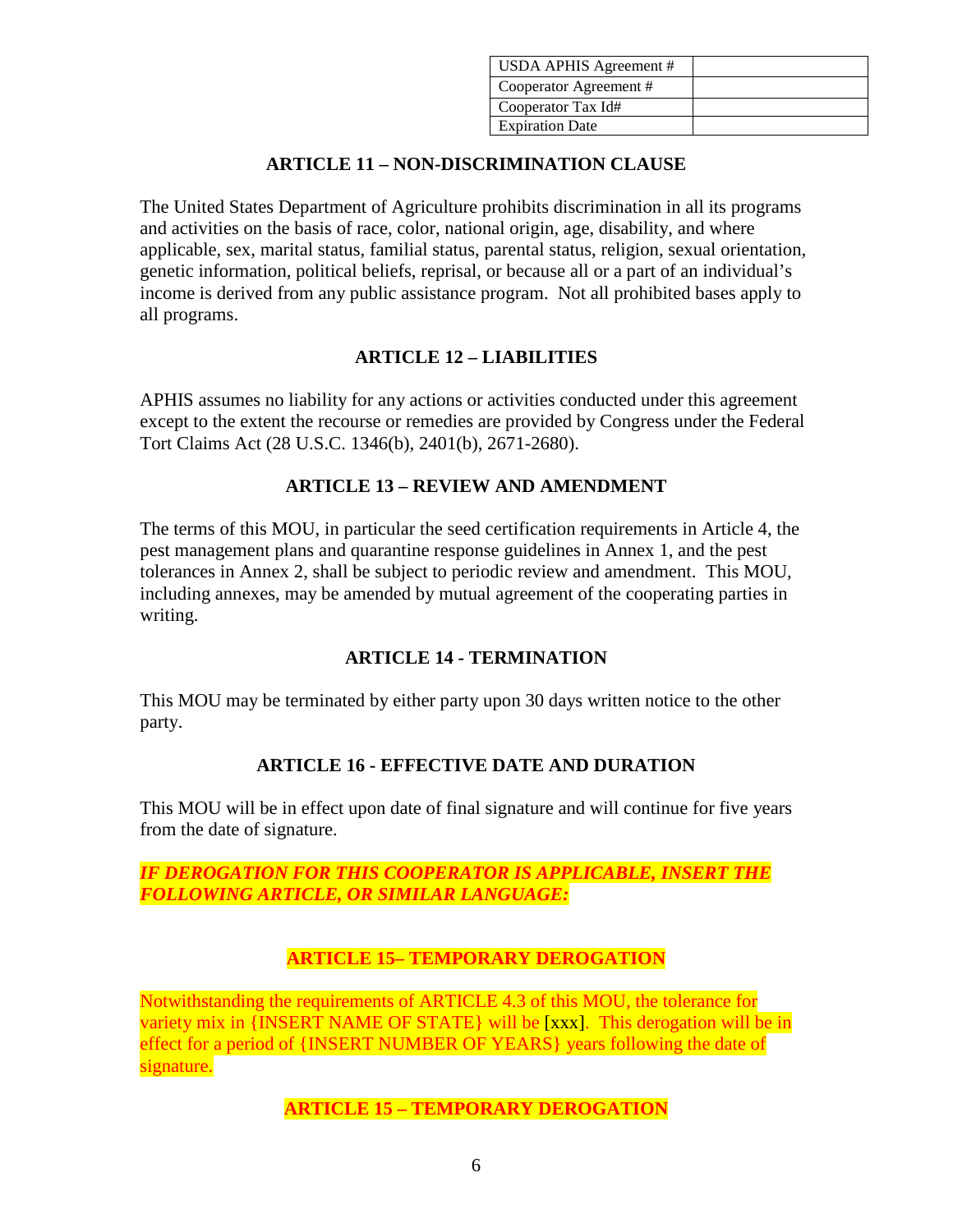| USDA APHIS Agreement # | |
| --- | --- |
| Cooperator Agreement # | |
| Cooperator Tax Id# | |
| Expiration Date | |

## ARTICLE 11 – NON-DISCRIMINATION CLAUSE

The United States Department of Agriculture prohibits discrimination in all its programs and activities on the basis of race, color, national origin, age, disability, and where applicable, sex, marital status, familial status, parental status, religion, sexual orientation, genetic information, political beliefs, reprisal, or because all or a part of an individual's income is derived from any public assistance program. Not all prohibited bases apply to all programs.

## ARTICLE 12 – LIABILITIES

APHIS assumes no liability for any actions or activities conducted under this agreement except to the extent the recourse or remedies are provided by Congress under the Federal Tort Claims Act (28 U.S.C. 1346(b), 2401(b), 2671-2680).

## ARTICLE 13 – REVIEW AND AMENDMENT

The terms of this MOU, in particular the seed certification requirements in Article 4, the pest management plans and quarantine response guidelines in Annex 1, and the pest tolerances in Annex 2, shall be subject to periodic review and amendment. This MOU, including annexes, may be amended by mutual agreement of the cooperating parties in writing.

## ARTICLE 14 - TERMINATION

This MOU may be terminated by either party upon 30 days written notice to the other party.

## ARTICLE 16 - EFFECTIVE DATE AND DURATION

This MOU will be in effect upon date of final signature and will continue for five years from the date of signature.

***IF DEROGATION FOR THIS COOPERATOR IS APPLICABLE, INSERT THE FOLLOWING ARTICLE, OR SIMILAR LANGUAGE:***

## ARTICLE 15– TEMPORARY DEROGATION

Notwithstanding the requirements of ARTICLE 4.3 of this MOU, the tolerance for variety mix in {INSERT NAME OF STATE} will be [xxx]. This derogation will be in effect for a period of {INSERT NUMBER OF YEARS} years following the date of signature.

## ARTICLE 15 – TEMPORARY DEROGATION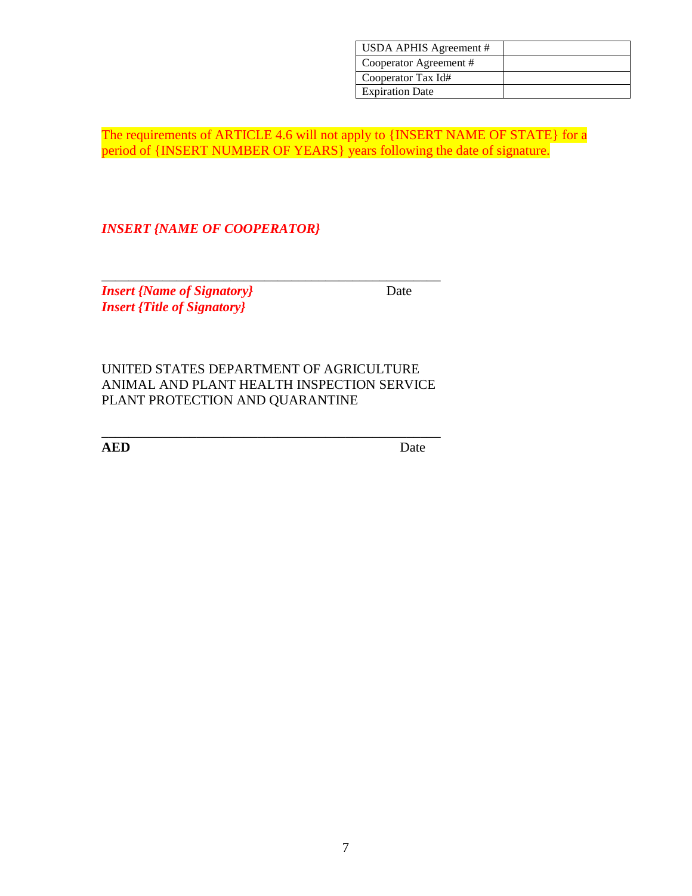| USDA APHIS Agreement # | |
|---|---|
| Cooperator Agreement # | |
| Cooperator Tax Id# | |
| Expiration Date | |

The requirements of ARTICLE 4.6 will not apply to {INSERT NAME OF STATE} for a period of {INSERT NUMBER OF YEARS} years following the date of signature.

***INSERT {NAME OF COOPERATOR}***

_______________________________________________

***Insert {Name of Signatory}*** Date
***Insert {Title of Signatory}***

UNITED STATES DEPARTMENT OF AGRICULTURE
ANIMAL AND PLANT HEALTH INSPECTION SERVICE
PLANT PROTECTION AND QUARANTINE

_______________________________________________

**AED** Date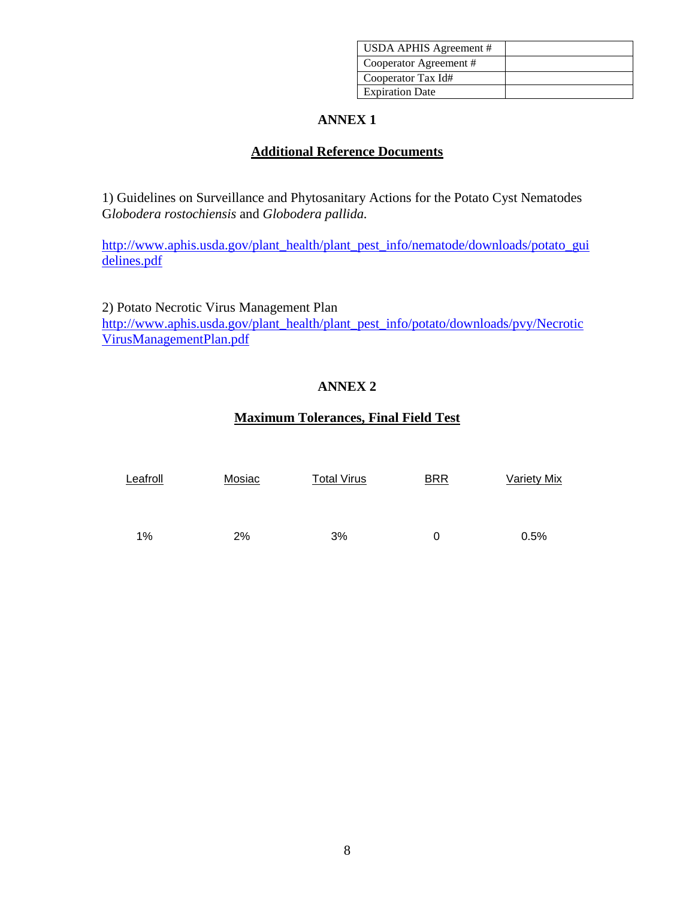| USDA APHIS Agreement # | |
| --- | --- |
| Cooperator Agreement # | |
| Cooperator Tax Id# | |
| Expiration Date | |

# ANNEX 1

## Additional Reference Documents

1) Guidelines on Surveillance and Phytosanitary Actions for the Potato Cyst Nematodes *Globodera rostochiensis* and *Globodera pallida.*

http://www.aphis.usda.gov/plant_health/plant_pest_info/nematode/downloads/potato_guidelines.pdf

2) Potato Necrotic Virus Management Plan
http://www.aphis.usda.gov/plant_health/plant_pest_info/potato/downloads/pvy/NecroticVirusManagementPlan.pdf

# ANNEX 2

## Maximum Tolerances, Final Field Test

| Leafroll | Mosiac | Total Virus | BRR | Variety Mix |
| --- | --- | --- | --- | --- |
| 1% | 2% | 3% | 0 | 0.5% |